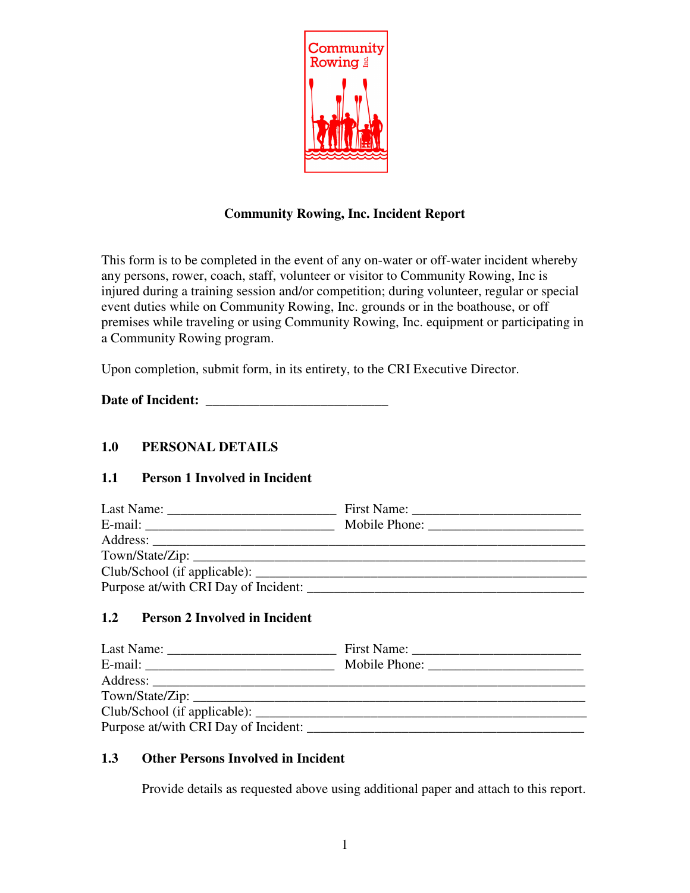# Community Rowing, Inc. Incident Report

This form is to be completed in the event of any on-water or off-water incident whereby any persons, rower, coach, staff, volunteer or visitor to Community Rowing, Inc is injured during a training session and/or competition; during volunteer, regular or special event duties while on Community Rowing, Inc. grounds or in the boathouse, or off premises while traveling or using Community Rowing, Inc. equipment or participating in a Community Rowing program.

Upon completion, submit form, in its entirety, to the CRI Executive Director.

**Date of Incident:** ___________________________

## 1.0 PERSONAL DETAILS

### 1.1 Person 1 Involved in Incident

Last Name: _________________________ First Name: _________________________
E-mail: ____________________________ Mobile Phone: _______________________
Address: _____________________________________________________________________
Town/State/Zip: ______________________________________________________________
Club/School (if applicable): __________________________________________________
Purpose at/with CRI Day of Incident: __________________________________________

### 1.2 Person 2 Involved in Incident

Last Name: _________________________ First Name: _________________________
E-mail: ____________________________ Mobile Phone: _______________________
Address: _____________________________________________________________________
Town/State/Zip: ______________________________________________________________
Club/School (if applicable): __________________________________________________
Purpose at/with CRI Day of Incident: __________________________________________

### 1.3 Other Persons Involved in Incident

Provide details as requested above using additional paper and attach to this report.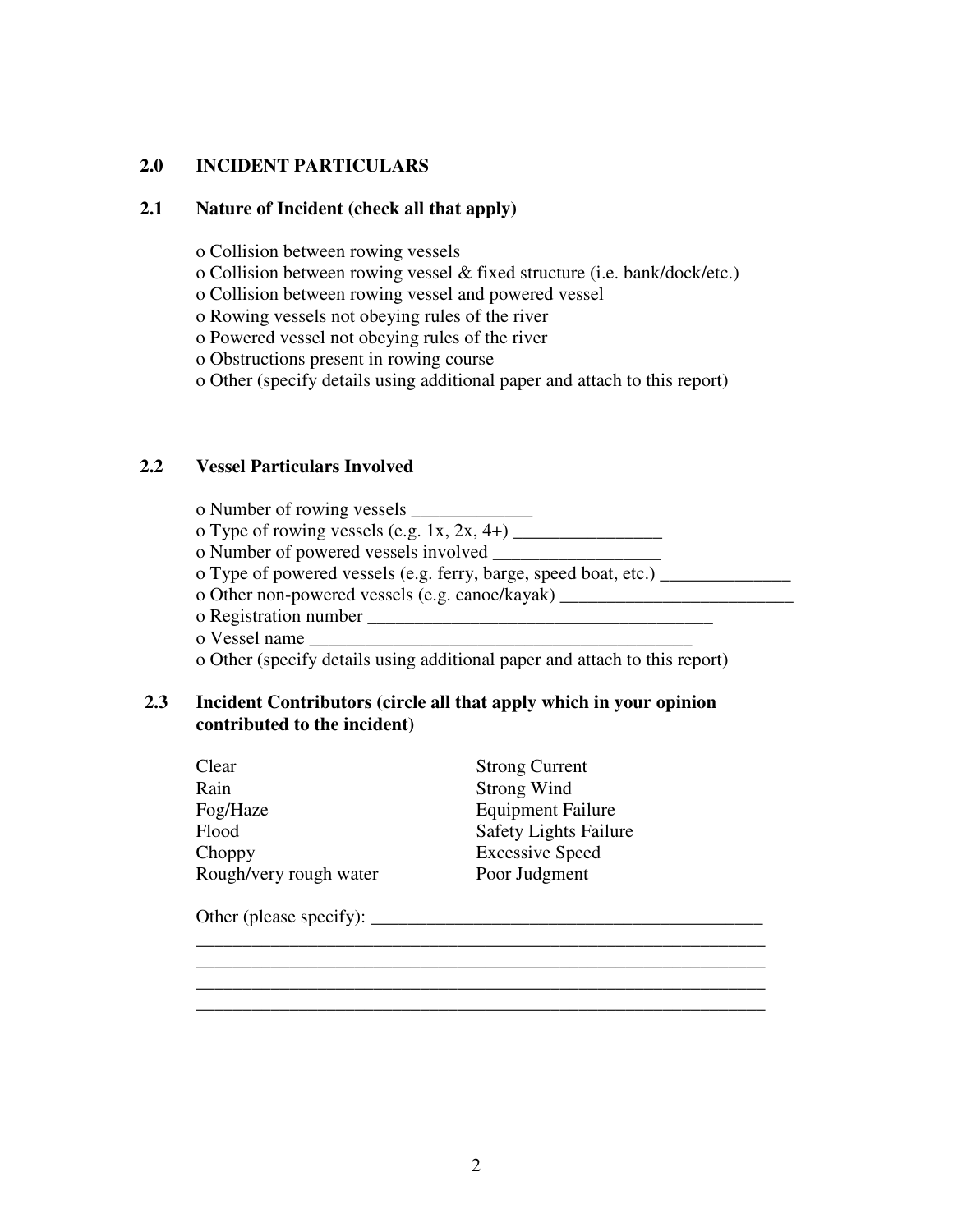## 2.0 INCIDENT PARTICULARS

### 2.1 Nature of Incident (check all that apply)

- o Collision between rowing vessels
- o Collision between rowing vessel & fixed structure (i.e. bank/dock/etc.)
- o Collision between rowing vessel and powered vessel
- o Rowing vessels not obeying rules of the river
- o Powered vessel not obeying rules of the river
- o Obstructions present in rowing course
- o Other (specify details using additional paper and attach to this report)

### 2.2 Vessel Particulars Involved

- o Number of rowing vessels _____________
- o Type of rowing vessels (e.g. 1x, 2x, 4+) ________________
- o Number of powered vessels involved _________________
- o Type of powered vessels (e.g. ferry, barge, speed boat, etc.) ______________
- o Other non-powered vessels (e.g. canoe/kayak) _________________________
- o Registration number _____________________________________
- o Vessel name _________________________________________
- o Other (specify details using additional paper and attach to this report)

### 2.3 Incident Contributors (circle all that apply which in your opinion contributed to the incident)

| | |
|---|---|
| Clear | Strong Current |
| Rain | Strong Wind |
| Fog/Haze | Equipment Failure |
| Flood | Safety Lights Failure |
| Choppy | Excessive Speed |
| Rough/very rough water | Poor Judgment |

Other (please specify): ___________________________________________

_______________________________________________________________

_______________________________________________________________

_______________________________________________________________

_______________________________________________________________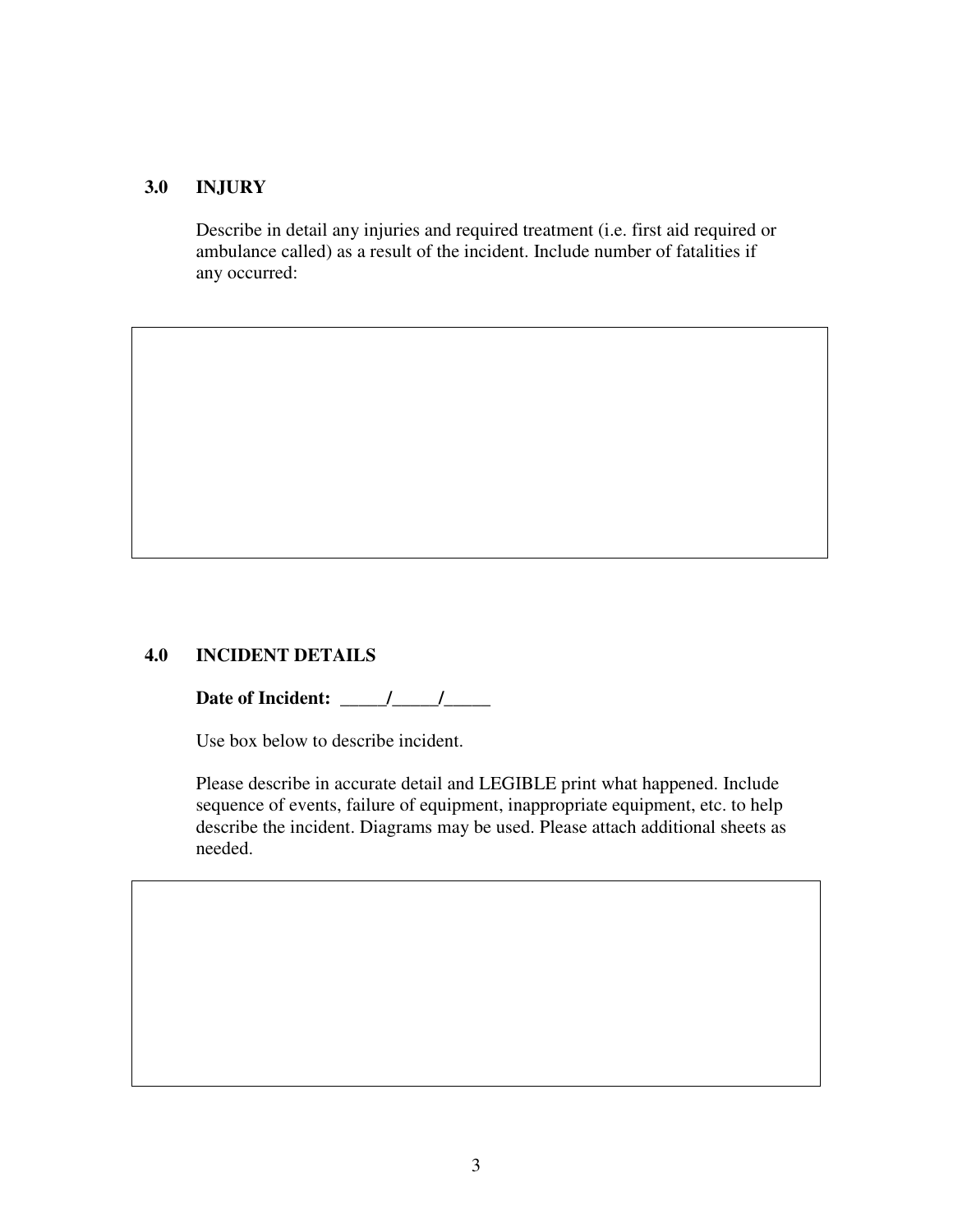## 3.0 INJURY

Describe in detail any injuries and required treatment (i.e. first aid required or ambulance called) as a result of the incident. Include number of fatalities if any occurred:

| |
|---|
| |

## 4.0 INCIDENT DETAILS

**Date of Incident: _____/_____/_____**

Use box below to describe incident.

Please describe in accurate detail and LEGIBLE print what happened. Include sequence of events, failure of equipment, inappropriate equipment, etc. to help describe the incident. Diagrams may be used. Please attach additional sheets as needed.

| |
|---|
| |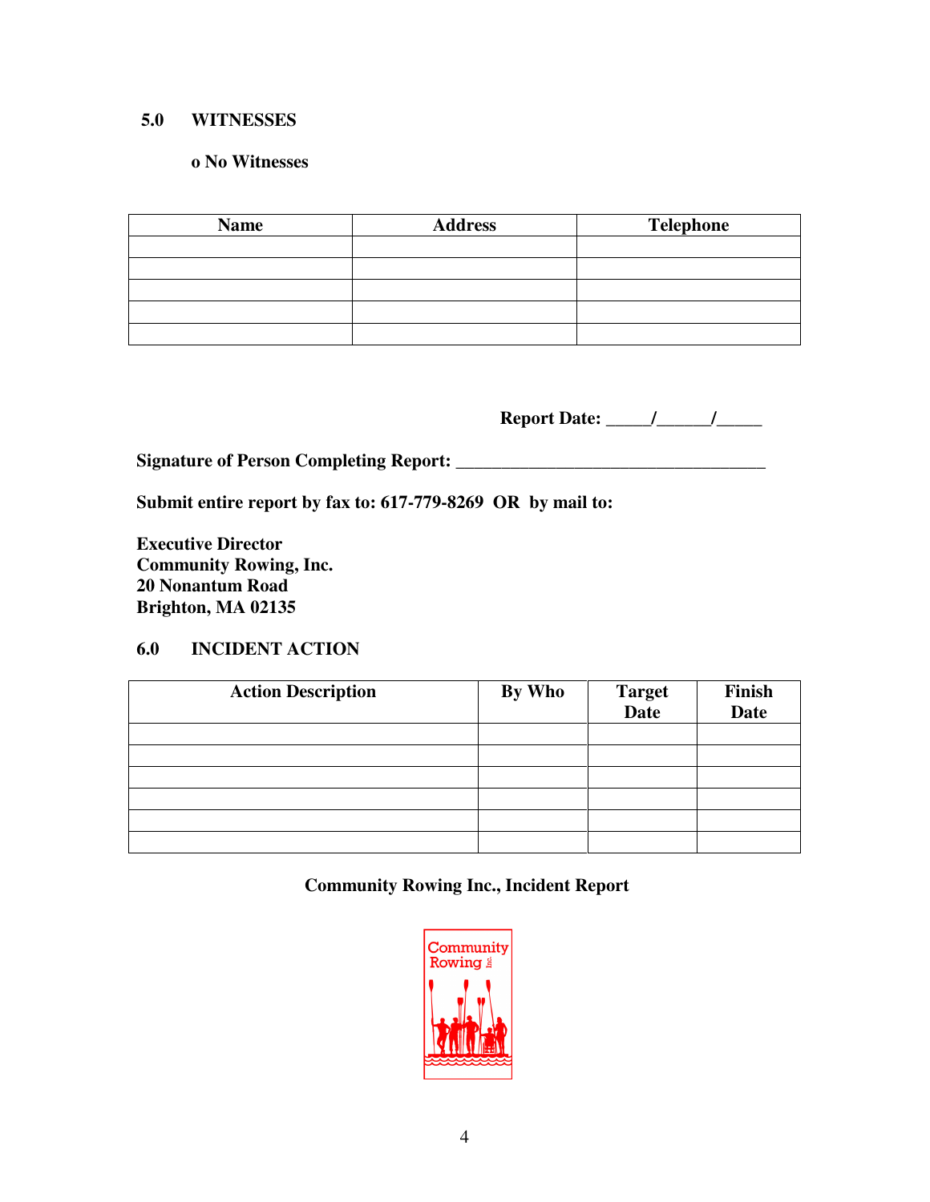## 5.0 WITNESSES

**o No Witnesses**

| Name | Address | Telephone |
|---|---|---|
| | | |
| | | |
| | | |
| | | |
| | | |

**Report Date: _____/______/_____**

**Signature of Person Completing Report: ___________________________________**

**Submit entire report by fax to: 617-779-8269 OR by mail to:**

**Executive Director**
**Community Rowing, Inc.**
**20 Nonantum Road**
**Brighton, MA 02135**

## 6.0 INCIDENT ACTION

| Action Description | By Who | Target Date | Finish Date |
|---|---|---|---|
| | | | |
| | | | |
| | | | |
| | | | |
| | | | |
| | | | |

**Community Rowing Inc., Incident Report**